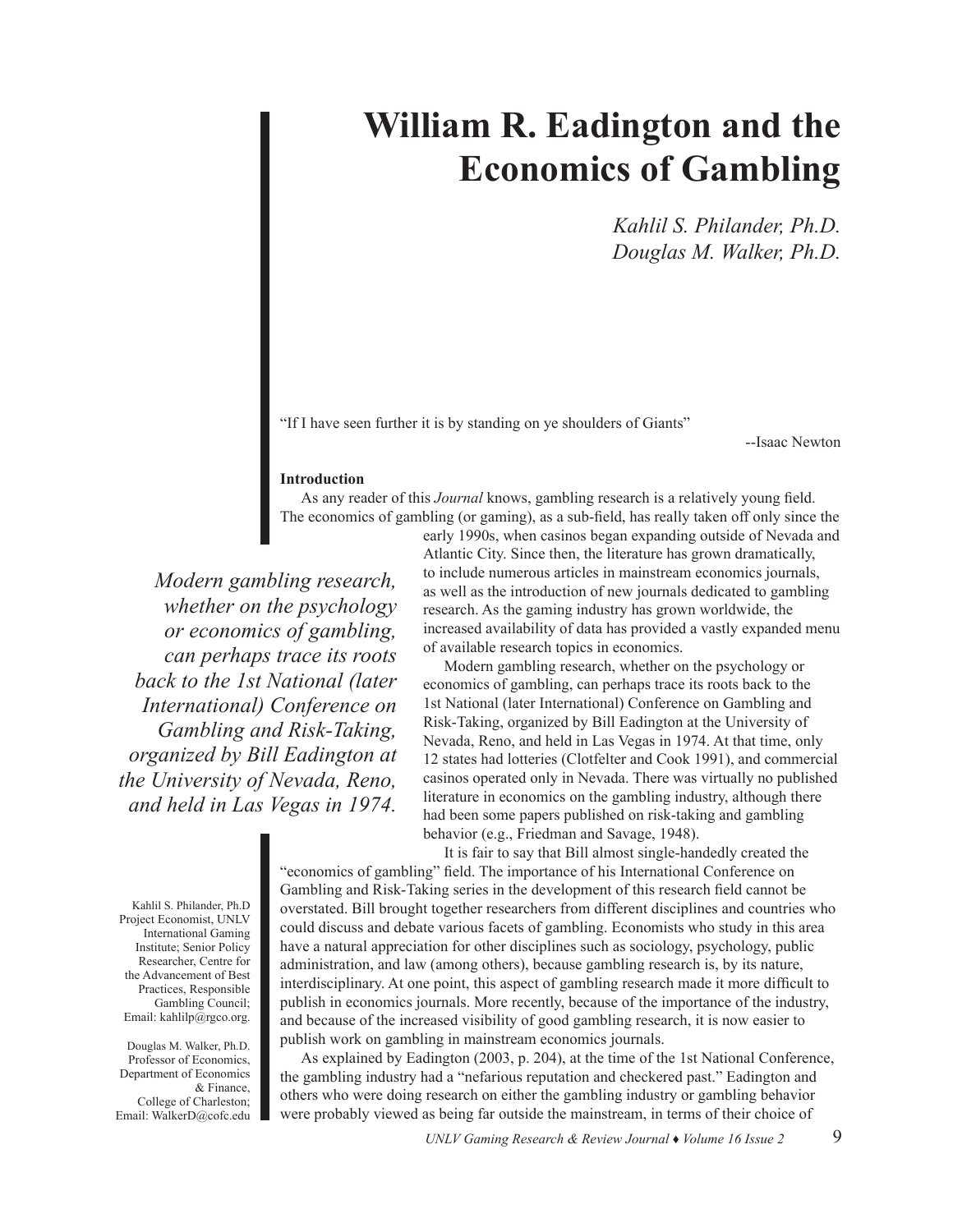# William R. Eadington and the Economics of Gambling

*Kahlil S. Philander, Ph.D.*
*Douglas M. Walker, Ph.D.*

"If I have seen further it is by standing on ye shoulders of Giants"

--Isaac Newton

**Introduction**

As any reader of this *Journal* knows, gambling research is a relatively young field. The economics of gambling (or gaming), as a sub-field, has really taken off only since the early 1990s, when casinos began expanding outside of Nevada and Atlantic City. Since then, the literature has grown dramatically, to include numerous articles in mainstream economics journals, as well as the introduction of new journals dedicated to gambling research. As the gaming industry has grown worldwide, the increased availability of data has provided a vastly expanded menu of available research topics in economics.

Modern gambling research, whether on the psychology or economics of gambling, can perhaps trace its roots back to the 1st National (later International) Conference on Gambling and Risk-Taking, organized by Bill Eadington at the University of Nevada, Reno, and held in Las Vegas in 1974. At that time, only 12 states had lotteries (Clotfelter and Cook 1991), and commercial casinos operated only in Nevada. There was virtually no published literature in economics on the gambling industry, although there had been some papers published on risk-taking and gambling behavior (e.g., Friedman and Savage, 1948).

*Modern gambling research, whether on the psychology or economics of gambling, can perhaps trace its roots back to the 1st National (later International) Conference on Gambling and Risk-Taking, organized by Bill Eadington at the University of Nevada, Reno, and held in Las Vegas in 1974.*

It is fair to say that Bill almost single-handedly created the "economics of gambling" field. The importance of his International Conference on Gambling and Risk-Taking series in the development of this research field cannot be overstated. Bill brought together researchers from different disciplines and countries who could discuss and debate various facets of gambling. Economists who study in this area have a natural appreciation for other disciplines such as sociology, psychology, public administration, and law (among others), because gambling research is, by its nature, interdisciplinary. At one point, this aspect of gambling research made it more difficult to publish in economics journals. More recently, because of the importance of the industry, and because of the increased visibility of good gambling research, it is now easier to publish work on gambling in mainstream economics journals.

As explained by Eadington (2003, p. 204), at the time of the 1st National Conference, the gambling industry had a "nefarious reputation and checkered past." Eadington and others who were doing research on either the gambling industry or gambling behavior were probably viewed as being far outside the mainstream, in terms of their choice of

Kahlil S. Philander, Ph.D Project Economist, UNLV International Gaming Institute; Senior Policy Researcher, Centre for the Advancement of Best Practices, Responsible Gambling Council; Email: kahlilp@rgco.org.

Douglas M. Walker, Ph.D. Professor of Economics, Department of Economics & Finance, College of Charleston; Email: WalkerD@cofc.edu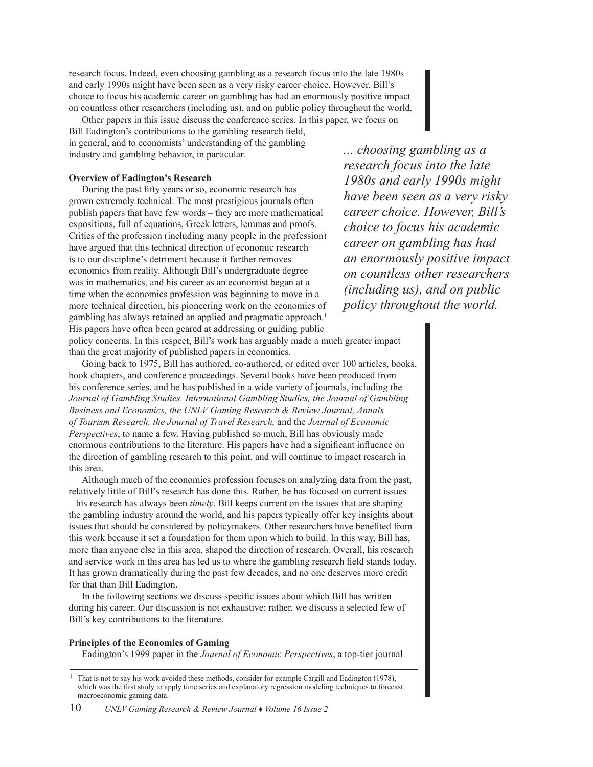research focus. Indeed, even choosing gambling as a research focus into the late 1980s and early 1990s might have been seen as a very risky career choice. However, Bill's choice to focus his academic career on gambling has had an enormously positive impact on countless other researchers (including us), and on public policy throughout the world.

Other papers in this issue discuss the conference series. In this paper, we focus on Bill Eadington's contributions to the gambling research field, in general, and to economists' understanding of the gambling industry and gambling behavior, in particular.

*... choosing gambling as a research focus into the late 1980s and early 1990s might have been seen as a very risky career choice. However, Bill's choice to focus his academic career on gambling has had an enormously positive impact on countless other researchers (including us), and on public policy throughout the world.*

**Overview of Eadington's Research**

During the past fifty years or so, economic research has grown extremely technical. The most prestigious journals often publish papers that have few words – they are more mathematical expositions, full of equations, Greek letters, lemmas and proofs. Critics of the profession (including many people in the profession) have argued that this technical direction of economic research is to our discipline's detriment because it further removes economics from reality. Although Bill's undergraduate degree was in mathematics, and his career as an economist began at a time when the economics profession was beginning to move in a more technical direction, his pioneering work on the economics of gambling has always retained an applied and pragmatic approach.[1] His papers have often been geared at addressing or guiding public policy concerns. In this respect, Bill's work has arguably made a much greater impact than the great majority of published papers in economics.

Going back to 1975, Bill has authored, co-authored, or edited over 100 articles, books, book chapters, and conference proceedings. Several books have been produced from his conference series, and he has published in a wide variety of journals, including the *Journal of Gambling Studies, International Gambling Studies, the Journal of Gambling Business and Economics, the UNLV Gaming Research & Review Journal, Annals of Tourism Research, the Journal of Travel Research,* and the *Journal of Economic Perspectives*, to name a few. Having published so much, Bill has obviously made enormous contributions to the literature. His papers have had a significant influence on the direction of gambling research to this point, and will continue to impact research in this area.

Although much of the economics profession focuses on analyzing data from the past, relatively little of Bill's research has done this. Rather, he has focused on current issues – his research has always been *timely*. Bill keeps current on the issues that are shaping the gambling industry around the world, and his papers typically offer key insights about issues that should be considered by policymakers. Other researchers have benefited from this work because it set a foundation for them upon which to build. In this way, Bill has, more than anyone else in this area, shaped the direction of research. Overall, his research and service work in this area has led us to where the gambling research field stands today. It has grown dramatically during the past few decades, and no one deserves more credit for that than Bill Eadington.

In the following sections we discuss specific issues about which Bill has written during his career. Our discussion is not exhaustive; rather, we discuss a selected few of Bill's key contributions to the literature.

**Principles of the Economics of Gaming**

Eadington's 1999 paper in the *Journal of Economic Perspectives*, a top-tier journal

[1] That is not to say his work avoided these methods, consider for example Cargill and Eadington (1978), which was the first study to apply time series and explanatory regression modeling techniques to forecast macroeconomic gaming data.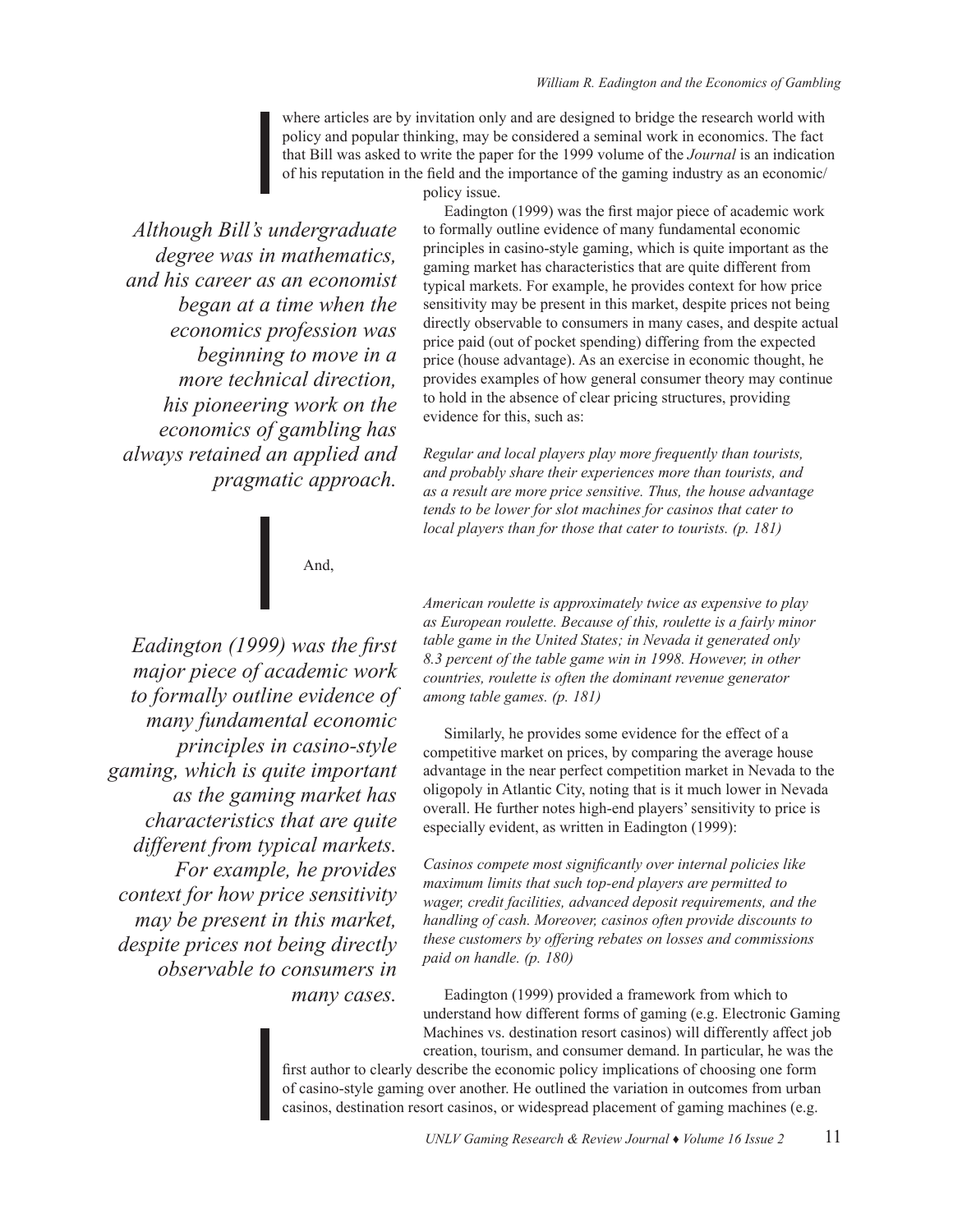where articles are by invitation only and are designed to bridge the research world with policy and popular thinking, may be considered a seminal work in economics. The fact that Bill was asked to write the paper for the 1999 volume of the *Journal* is an indication of his reputation in the field and the importance of the gaming industry as an economic/policy issue.

*Although Bill's undergraduate degree was in mathematics, and his career as an economist began at a time when the economics profession was beginning to move in a more technical direction, his pioneering work on the economics of gambling has always retained an applied and pragmatic approach.*

Eadington (1999) was the first major piece of academic work to formally outline evidence of many fundamental economic principles in casino-style gaming, which is quite important as the gaming market has characteristics that are quite different from typical markets. For example, he provides context for how price sensitivity may be present in this market, despite prices not being directly observable to consumers in many cases, and despite actual price paid (out of pocket spending) differing from the expected price (house advantage). As an exercise in economic thought, he provides examples of how general consumer theory may continue to hold in the absence of clear pricing structures, providing evidence for this, such as:

*Regular and local players play more frequently than tourists, and probably share their experiences more than tourists, and as a result are more price sensitive. Thus, the house advantage tends to be lower for slot machines for casinos that cater to local players than for those that cater to tourists. (p. 181)*

And,

*American roulette is approximately twice as expensive to play as European roulette. Because of this, roulette is a fairly minor table game in the United States; in Nevada it generated only 8.3 percent of the table game win in 1998. However, in other countries, roulette is often the dominant revenue generator among table games. (p. 181)*

*Eadington (1999) was the first major piece of academic work to formally outline evidence of many fundamental economic principles in casino-style gaming, which is quite important as the gaming market has characteristics that are quite different from typical markets. For example, he provides context for how price sensitivity may be present in this market, despite prices not being directly observable to consumers in many cases.*

Similarly, he provides some evidence for the effect of a competitive market on prices, by comparing the average house advantage in the near perfect competition market in Nevada to the oligopoly in Atlantic City, noting that is it much lower in Nevada overall. He further notes high-end players' sensitivity to price is especially evident, as written in Eadington (1999):

*Casinos compete most significantly over internal policies like maximum limits that such top-end players are permitted to wager, credit facilities, advanced deposit requirements, and the handling of cash. Moreover, casinos often provide discounts to these customers by offering rebates on losses and commissions paid on handle. (p. 180)*

Eadington (1999) provided a framework from which to understand how different forms of gaming (e.g. Electronic Gaming Machines vs. destination resort casinos) will differently affect job creation, tourism, and consumer demand. In particular, he was the first author to clearly describe the economic policy implications of choosing one form of casino-style gaming over another. He outlined the variation in outcomes from urban casinos, destination resort casinos, or widespread placement of gaming machines (e.g.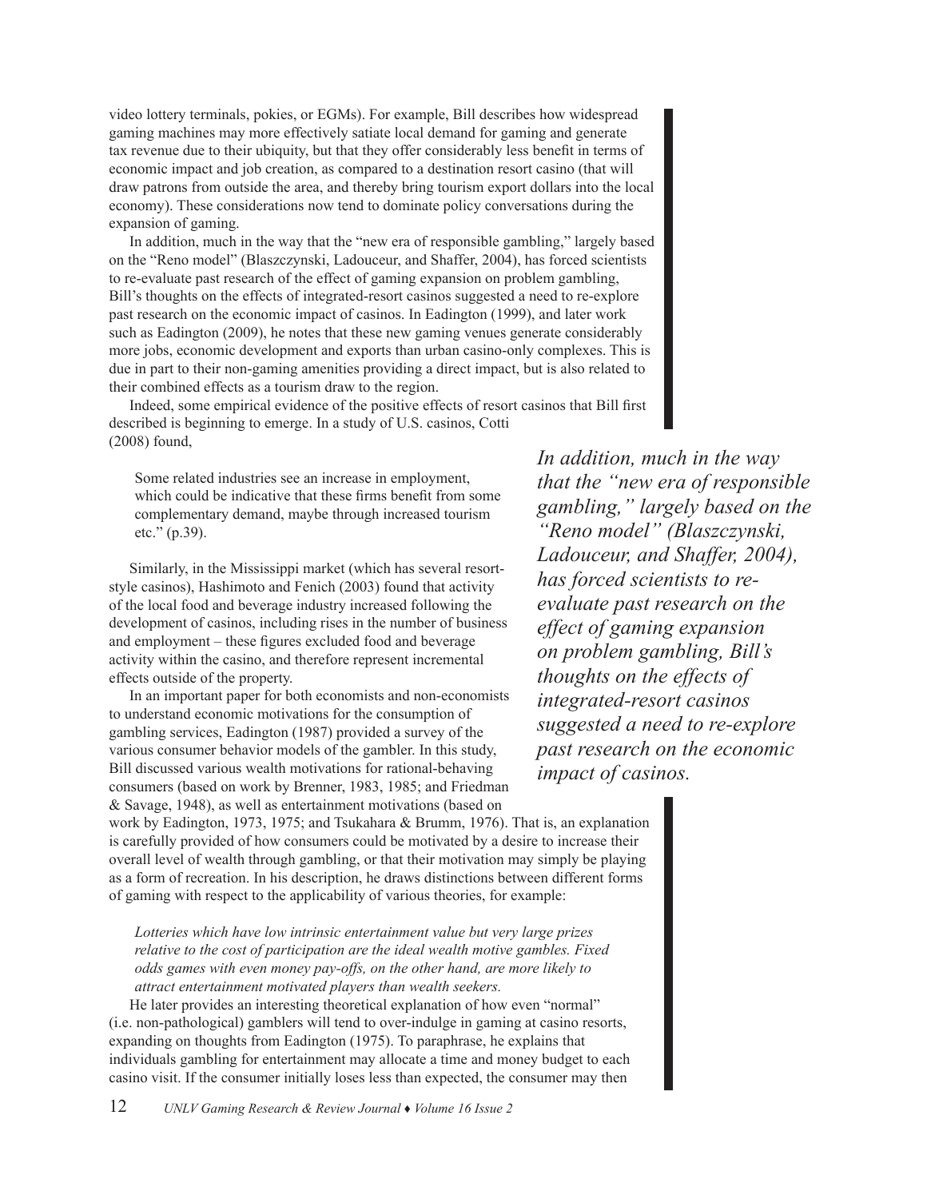video lottery terminals, pokies, or EGMs). For example, Bill describes how widespread gaming machines may more effectively satiate local demand for gaming and generate tax revenue due to their ubiquity, but that they offer considerably less benefit in terms of economic impact and job creation, as compared to a destination resort casino (that will draw patrons from outside the area, and thereby bring tourism export dollars into the local economy). These considerations now tend to dominate policy conversations during the expansion of gaming.

In addition, much in the way that the "new era of responsible gambling," largely based on the "Reno model" (Blaszczynski, Ladouceur, and Shaffer, 2004), has forced scientists to re-evaluate past research of the effect of gaming expansion on problem gambling, Bill's thoughts on the effects of integrated-resort casinos suggested a need to re-explore past research on the economic impact of casinos. In Eadington (1999), and later work such as Eadington (2009), he notes that these new gaming venues generate considerably more jobs, economic development and exports than urban casino-only complexes. This is due in part to their non-gaming amenities providing a direct impact, but is also related to their combined effects as a tourism draw to the region.

Indeed, some empirical evidence of the positive effects of resort casinos that Bill first described is beginning to emerge. In a study of U.S. casinos, Cotti (2008) found,

> Some related industries see an increase in employment, which could be indicative that these firms benefit from some complementary demand, maybe through increased tourism etc." (p.39).

Similarly, in the Mississippi market (which has several resort-style casinos), Hashimoto and Fenich (2003) found that activity of the local food and beverage industry increased following the development of casinos, including rises in the number of business and employment – these figures excluded food and beverage activity within the casino, and therefore represent incremental effects outside of the property.

*In addition, much in the way that the "new era of responsible gambling," largely based on the "Reno model" (Blaszczynski, Ladouceur, and Shaffer, 2004), has forced scientists to re-evaluate past research on the effect of gaming expansion on problem gambling, Bill's thoughts on the effects of integrated-resort casinos suggested a need to re-explore past research on the economic impact of casinos.*

In an important paper for both economists and non-economists to understand economic motivations for the consumption of gambling services, Eadington (1987) provided a survey of the various consumer behavior models of the gambler. In this study, Bill discussed various wealth motivations for rational-behaving consumers (based on work by Brenner, 1983, 1985; and Friedman & Savage, 1948), as well as entertainment motivations (based on work by Eadington, 1973, 1975; and Tsukahara & Brumm, 1976). That is, an explanation is carefully provided of how consumers could be motivated by a desire to increase their overall level of wealth through gambling, or that their motivation may simply be playing as a form of recreation. In his description, he draws distinctions between different forms of gaming with respect to the applicability of various theories, for example:

> *Lotteries which have low intrinsic entertainment value but very large prizes relative to the cost of participation are the ideal wealth motive gambles. Fixed odds games with even money pay-offs, on the other hand, are more likely to attract entertainment motivated players than wealth seekers.*

He later provides an interesting theoretical explanation of how even "normal" (i.e. non-pathological) gamblers will tend to over-indulge in gaming at casino resorts, expanding on thoughts from Eadington (1975). To paraphrase, he explains that individuals gambling for entertainment may allocate a time and money budget to each casino visit. If the consumer initially loses less than expected, the consumer may then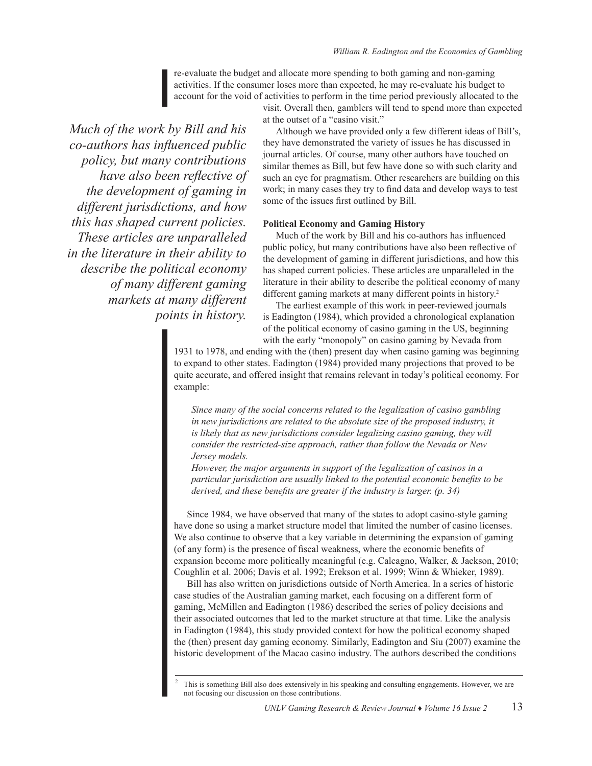re-evaluate the budget and allocate more spending to both gaming and non-gaming activities. If the consumer loses more than expected, he may re-evaluate his budget to account for the void of activities to perform in the time period previously allocated to the visit. Overall then, gamblers will tend to spend more than expected at the outset of a "casino visit."

Although we have provided only a few different ideas of Bill's, they have demonstrated the variety of issues he has discussed in journal articles. Of course, many other authors have touched on similar themes as Bill, but few have done so with such clarity and such an eye for pragmatism. Other researchers are building on this work; in many cases they try to find data and develop ways to test some of the issues first outlined by Bill.

*Much of the work by Bill and his co-authors has influenced public policy, but many contributions have also been reflective of the development of gaming in different jurisdictions, and how this has shaped current policies. These articles are unparalleled in the literature in their ability to describe the political economy of many different gaming markets at many different points in history.*

**Political Economy and Gaming History**

Much of the work by Bill and his co-authors has influenced public policy, but many contributions have also been reflective of the development of gaming in different jurisdictions, and how this has shaped current policies. These articles are unparalleled in the literature in their ability to describe the political economy of many different gaming markets at many different points in history.[2]

The earliest example of this work in peer-reviewed journals is Eadington (1984), which provided a chronological explanation of the political economy of casino gaming in the US, beginning with the early "monopoly" on casino gaming by Nevada from 1931 to 1978, and ending with the (then) present day when casino gaming was beginning to expand to other states. Eadington (1984) provided many projections that proved to be quite accurate, and offered insight that remains relevant in today's political economy. For example:

> *Since many of the social concerns related to the legalization of casino gambling in new jurisdictions are related to the absolute size of the proposed industry, it is likely that as new jurisdictions consider legalizing casino gaming, they will consider the restricted-size approach, rather than follow the Nevada or New Jersey models.*
>
> *However, the major arguments in support of the legalization of casinos in a particular jurisdiction are usually linked to the potential economic benefits to be derived, and these benefits are greater if the industry is larger. (p. 34)*

Since 1984, we have observed that many of the states to adopt casino-style gaming have done so using a market structure model that limited the number of casino licenses. We also continue to observe that a key variable in determining the expansion of gaming (of any form) is the presence of fiscal weakness, where the economic benefits of expansion become more politically meaningful (e.g. Calcagno, Walker, & Jackson, 2010; Coughlin et al. 2006; Davis et al. 1992; Erekson et al. 1999; Winn & Whieker, 1989).

Bill has also written on jurisdictions outside of North America. In a series of historic case studies of the Australian gaming market, each focusing on a different form of gaming, McMillen and Eadington (1986) described the series of policy decisions and their associated outcomes that led to the market structure at that time. Like the analysis in Eadington (1984), this study provided context for how the political economy shaped the (then) present day gaming economy. Similarly, Eadington and Siu (2007) examine the historic development of the Macao casino industry. The authors described the conditions

[2] This is something Bill also does extensively in his speaking and consulting engagements. However, we are not focusing our discussion on those contributions.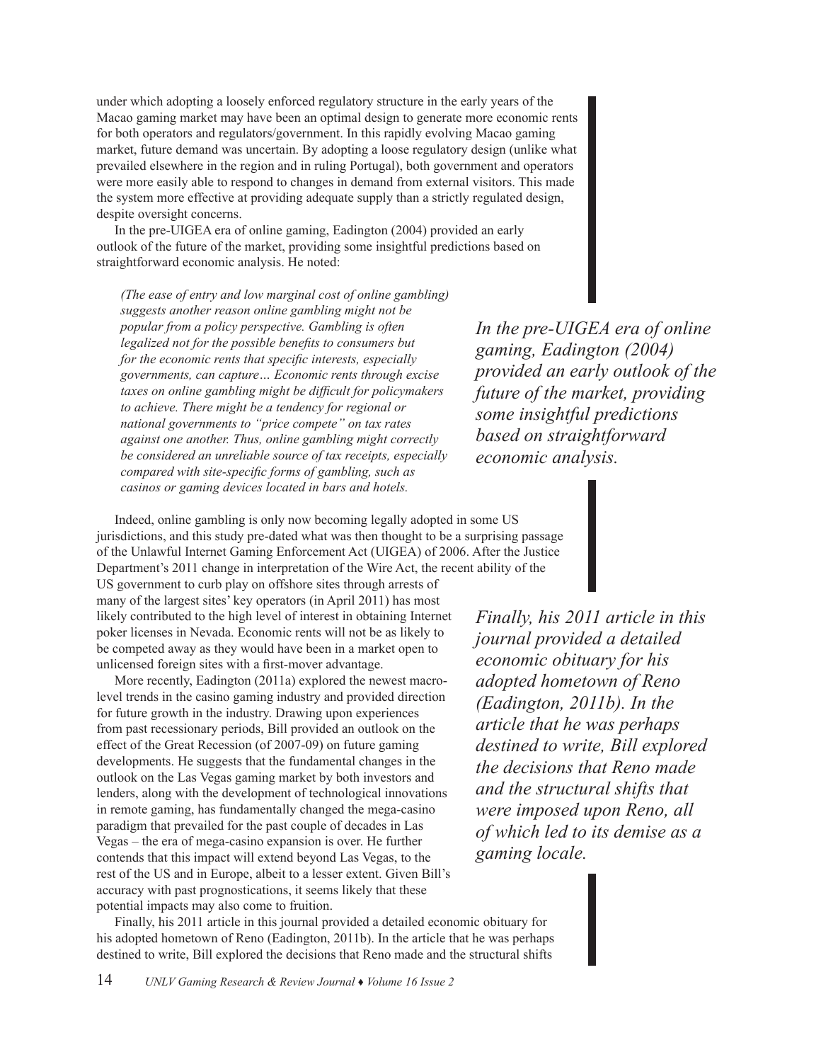under which adopting a loosely enforced regulatory structure in the early years of the Macao gaming market may have been an optimal design to generate more economic rents for both operators and regulators/government. In this rapidly evolving Macao gaming market, future demand was uncertain. By adopting a loose regulatory design (unlike what prevailed elsewhere in the region and in ruling Portugal), both government and operators were more easily able to respond to changes in demand from external visitors. This made the system more effective at providing adequate supply than a strictly regulated design, despite oversight concerns.

In the pre-UIGEA era of online gaming, Eadington (2004) provided an early outlook of the future of the market, providing some insightful predictions based on straightforward economic analysis. He noted:

> *(The ease of entry and low marginal cost of online gambling) suggests another reason online gambling might not be popular from a policy perspective. Gambling is often legalized not for the possible benefits to consumers but for the economic rents that specific interests, especially governments, can capture… Economic rents through excise taxes on online gambling might be difficult for policymakers to achieve. There might be a tendency for regional or national governments to "price compete" on tax rates against one another. Thus, online gambling might correctly be considered an unreliable source of tax receipts, especially compared with site-specific forms of gambling, such as casinos or gaming devices located in bars and hotels.*

Indeed, online gambling is only now becoming legally adopted in some US jurisdictions, and this study pre-dated what was then thought to be a surprising passage of the Unlawful Internet Gaming Enforcement Act (UIGEA) of 2006. After the Justice Department's 2011 change in interpretation of the Wire Act, the recent ability of the US government to curb play on offshore sites through arrests of many of the largest sites' key operators (in April 2011) has most likely contributed to the high level of interest in obtaining Internet poker licenses in Nevada. Economic rents will not be as likely to be competed away as they would have been in a market open to unlicensed foreign sites with a first-mover advantage.

More recently, Eadington (2011a) explored the newest macro-level trends in the casino gaming industry and provided direction for future growth in the industry. Drawing upon experiences from past recessionary periods, Bill provided an outlook on the effect of the Great Recession (of 2007-09) on future gaming developments. He suggests that the fundamental changes in the outlook on the Las Vegas gaming market by both investors and lenders, along with the development of technological innovations in remote gaming, has fundamentally changed the mega-casino paradigm that prevailed for the past couple of decades in Las Vegas – the era of mega-casino expansion is over. He further contends that this impact will extend beyond Las Vegas, to the rest of the US and in Europe, albeit to a lesser extent. Given Bill's accuracy with past prognostications, it seems likely that these potential impacts may also come to fruition.

Finally, his 2011 article in this journal provided a detailed economic obituary for his adopted hometown of Reno (Eadington, 2011b). In the article that he was perhaps destined to write, Bill explored the decisions that Reno made and the structural shifts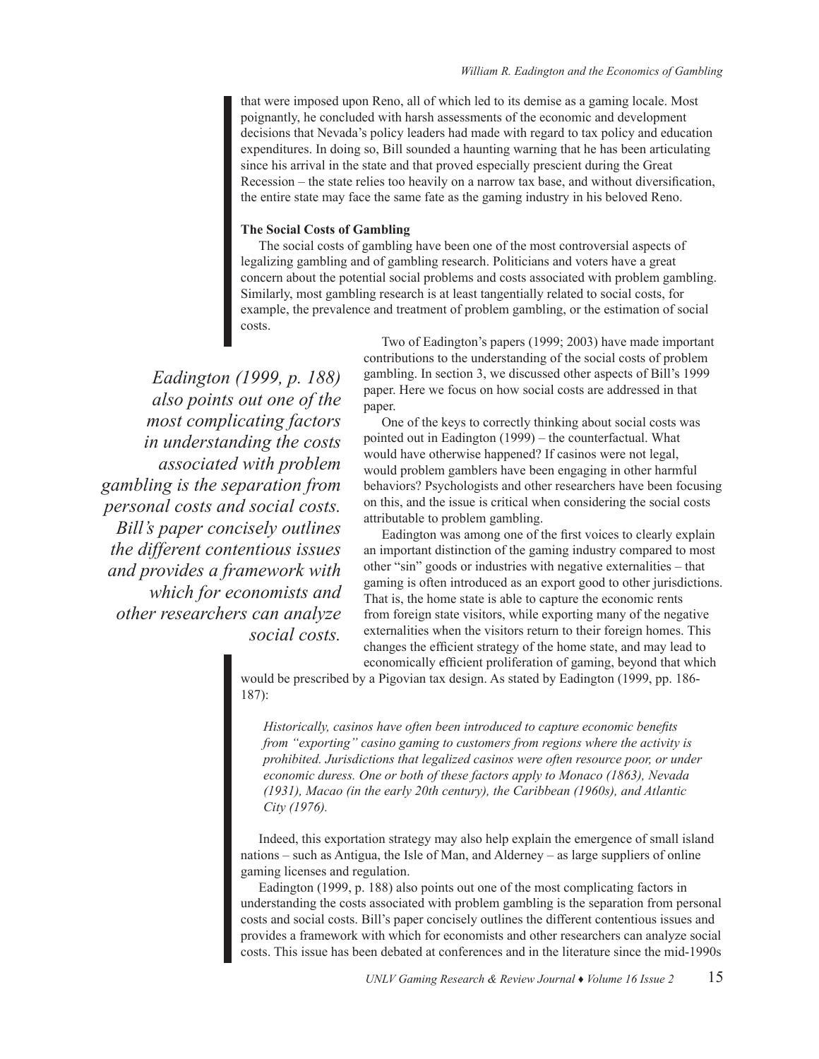that were imposed upon Reno, all of which led to its demise as a gaming locale. Most poignantly, he concluded with harsh assessments of the economic and development decisions that Nevada's policy leaders had made with regard to tax policy and education expenditures. In doing so, Bill sounded a haunting warning that he has been articulating since his arrival in the state and that proved especially prescient during the Great Recession – the state relies too heavily on a narrow tax base, and without diversification, the entire state may face the same fate as the gaming industry in his beloved Reno.

**The Social Costs of Gambling**

The social costs of gambling have been one of the most controversial aspects of legalizing gambling and of gambling research. Politicians and voters have a great concern about the potential social problems and costs associated with problem gambling. Similarly, most gambling research is at least tangentially related to social costs, for example, the prevalence and treatment of problem gambling, or the estimation of social costs.

Two of Eadington's papers (1999; 2003) have made important contributions to the understanding of the social costs of problem gambling. In section 3, we discussed other aspects of Bill's 1999 paper. Here we focus on how social costs are addressed in that paper.

One of the keys to correctly thinking about social costs was pointed out in Eadington (1999) – the counterfactual. What would have otherwise happened? If casinos were not legal, would problem gamblers have been engaging in other harmful behaviors? Psychologists and other researchers have been focusing on this, and the issue is critical when considering the social costs attributable to problem gambling.

Eadington was among one of the first voices to clearly explain an important distinction of the gaming industry compared to most other "sin" goods or industries with negative externalities – that gaming is often introduced as an export good to other jurisdictions. That is, the home state is able to capture the economic rents from foreign state visitors, while exporting many of the negative externalities when the visitors return to their foreign homes. This changes the efficient strategy of the home state, and may lead to economically efficient proliferation of gaming, beyond that which would be prescribed by a Pigovian tax design. As stated by Eadington (1999, pp. 186-187):

> *Historically, casinos have often been introduced to capture economic benefits from "exporting" casino gaming to customers from regions where the activity is prohibited. Jurisdictions that legalized casinos were often resource poor, or under economic duress. One or both of these factors apply to Monaco (1863), Nevada (1931), Macao (in the early 20th century), the Caribbean (1960s), and Atlantic City (1976).*

Indeed, this exportation strategy may also help explain the emergence of small island nations – such as Antigua, the Isle of Man, and Alderney – as large suppliers of online gaming licenses and regulation.

Eadington (1999, p. 188) also points out one of the most complicating factors in understanding the costs associated with problem gambling is the separation from personal costs and social costs. Bill's paper concisely outlines the different contentious issues and provides a framework with which for economists and other researchers can analyze social costs. This issue has been debated at conferences and in the literature since the mid-1990s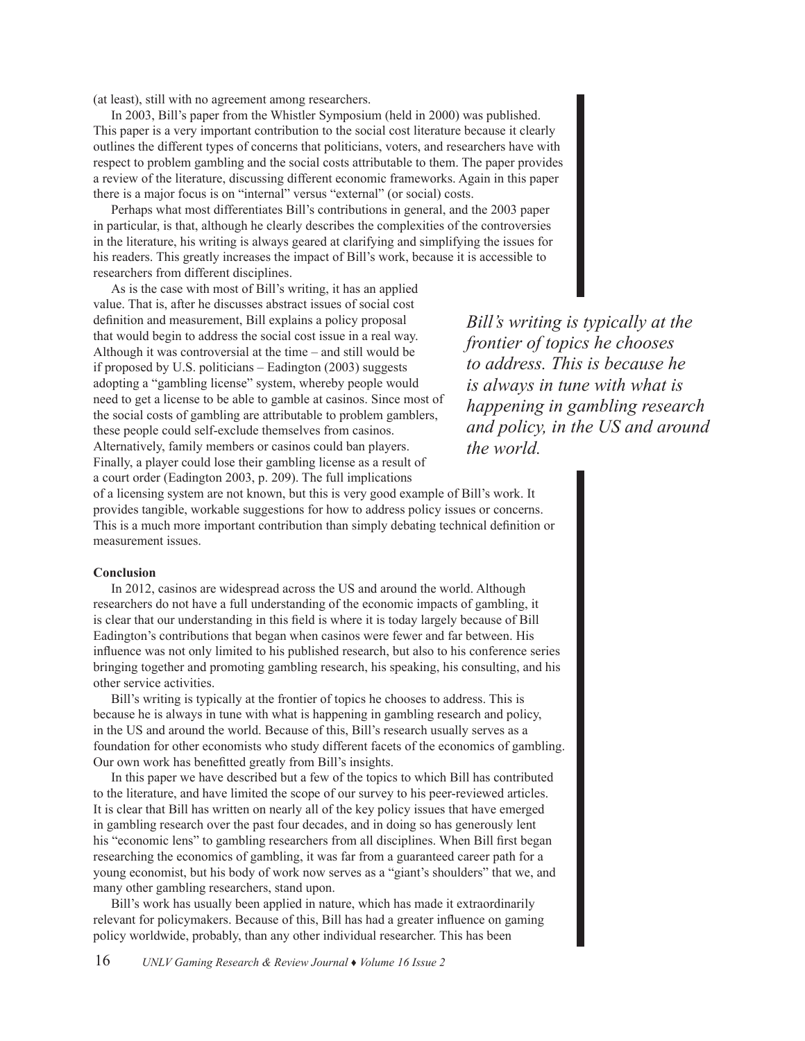(at least), still with no agreement among researchers.

In 2003, Bill's paper from the Whistler Symposium (held in 2000) was published. This paper is a very important contribution to the social cost literature because it clearly outlines the different types of concerns that politicians, voters, and researchers have with respect to problem gambling and the social costs attributable to them. The paper provides a review of the literature, discussing different economic frameworks. Again in this paper there is a major focus is on "internal" versus "external" (or social) costs.

Perhaps what most differentiates Bill's contributions in general, and the 2003 paper in particular, is that, although he clearly describes the complexities of the controversies in the literature, his writing is always geared at clarifying and simplifying the issues for his readers. This greatly increases the impact of Bill's work, because it is accessible to researchers from different disciplines.

As is the case with most of Bill's writing, it has an applied value. That is, after he discusses abstract issues of social cost definition and measurement, Bill explains a policy proposal that would begin to address the social cost issue in a real way. Although it was controversial at the time – and still would be if proposed by U.S. politicians – Eadington (2003) suggests adopting a "gambling license" system, whereby people would need to get a license to be able to gamble at casinos. Since most of the social costs of gambling are attributable to problem gamblers, these people could self-exclude themselves from casinos. Alternatively, family members or casinos could ban players. Finally, a player could lose their gambling license as a result of a court order (Eadington 2003, p. 209). The full implications of a licensing system are not known, but this is very good example of Bill's work. It provides tangible, workable suggestions for how to address policy issues or concerns. This is a much more important contribution than simply debating technical definition or measurement issues.

*Bill's writing is typically at the frontier of topics he chooses to address. This is because he is always in tune with what is happening in gambling research and policy, in the US and around the world.*

**Conclusion**

In 2012, casinos are widespread across the US and around the world. Although researchers do not have a full understanding of the economic impacts of gambling, it is clear that our understanding in this field is where it is today largely because of Bill Eadington's contributions that began when casinos were fewer and far between. His influence was not only limited to his published research, but also to his conference series bringing together and promoting gambling research, his speaking, his consulting, and his other service activities.

Bill's writing is typically at the frontier of topics he chooses to address. This is because he is always in tune with what is happening in gambling research and policy, in the US and around the world. Because of this, Bill's research usually serves as a foundation for other economists who study different facets of the economics of gambling. Our own work has benefitted greatly from Bill's insights.

In this paper we have described but a few of the topics to which Bill has contributed to the literature, and have limited the scope of our survey to his peer-reviewed articles. It is clear that Bill has written on nearly all of the key policy issues that have emerged in gambling research over the past four decades, and in doing so has generously lent his "economic lens" to gambling researchers from all disciplines. When Bill first began researching the economics of gambling, it was far from a guaranteed career path for a young economist, but his body of work now serves as a "giant's shoulders" that we, and many other gambling researchers, stand upon.

Bill's work has usually been applied in nature, which has made it extraordinarily relevant for policymakers. Because of this, Bill has had a greater influence on gaming policy worldwide, probably, than any other individual researcher. This has been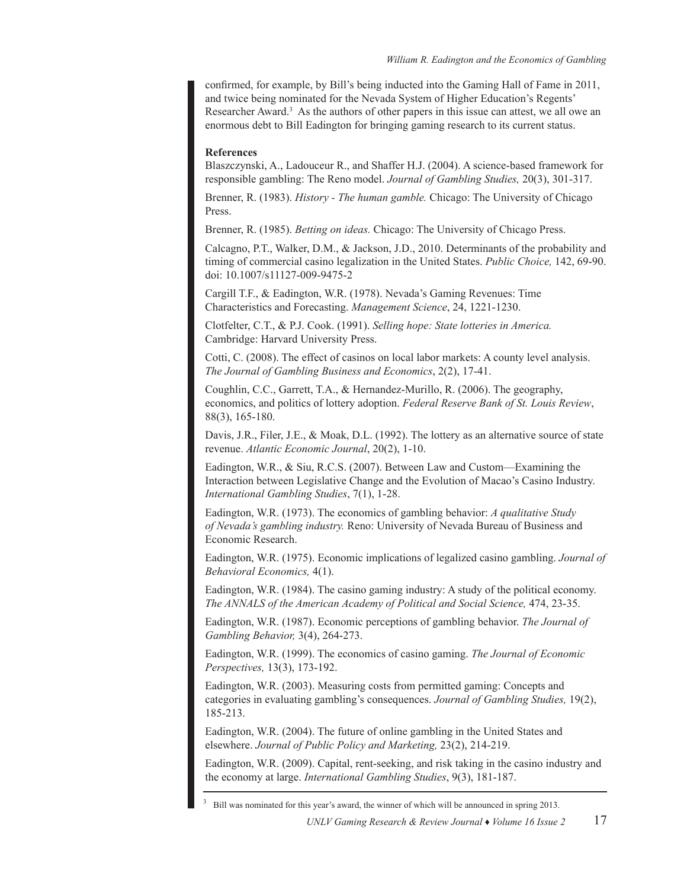confirmed, for example, by Bill's being inducted into the Gaming Hall of Fame in 2011, and twice being nominated for the Nevada System of Higher Education's Regents' Researcher Award.[3] As the authors of other papers in this issue can attest, we all owe an enormous debt to Bill Eadington for bringing gaming research to its current status.

**References**

Blaszczynski, A., Ladouceur R., and Shaffer H.J. (2004). A science-based framework for responsible gambling: The Reno model. *Journal of Gambling Studies,* 20(3), 301-317.

Brenner, R. (1983). *History - The human gamble.* Chicago: The University of Chicago Press.

Brenner, R. (1985). *Betting on ideas.* Chicago: The University of Chicago Press.

Calcagno, P.T., Walker, D.M., & Jackson, J.D., 2010. Determinants of the probability and timing of commercial casino legalization in the United States. *Public Choice,* 142, 69-90. doi: 10.1007/s11127-009-9475-2

Cargill T.F., & Eadington, W.R. (1978). Nevada's Gaming Revenues: Time Characteristics and Forecasting. *Management Science*, 24, 1221-1230.

Clotfelter, C.T., & P.J. Cook. (1991). *Selling hope: State lotteries in America.* Cambridge: Harvard University Press.

Cotti, C. (2008). The effect of casinos on local labor markets: A county level analysis. *The Journal of Gambling Business and Economics*, 2(2), 17-41.

Coughlin, C.C., Garrett, T.A., & Hernandez-Murillo, R. (2006). The geography, economics, and politics of lottery adoption. *Federal Reserve Bank of St. Louis Review*, 88(3), 165-180.

Davis, J.R., Filer, J.E., & Moak, D.L. (1992). The lottery as an alternative source of state revenue. *Atlantic Economic Journal*, 20(2), 1-10.

Eadington, W.R., & Siu, R.C.S. (2007). Between Law and Custom—Examining the Interaction between Legislative Change and the Evolution of Macao's Casino Industry. *International Gambling Studies*, 7(1), 1-28.

Eadington, W.R. (1973). The economics of gambling behavior: *A qualitative Study of Nevada's gambling industry.* Reno: University of Nevada Bureau of Business and Economic Research.

Eadington, W.R. (1975). Economic implications of legalized casino gambling. *Journal of Behavioral Economics,* 4(1).

Eadington, W.R. (1984). The casino gaming industry: A study of the political economy. *The ANNALS of the American Academy of Political and Social Science,* 474, 23-35.

Eadington, W.R. (1987). Economic perceptions of gambling behavior. *The Journal of Gambling Behavior,* 3(4), 264-273.

Eadington, W.R. (1999). The economics of casino gaming. *The Journal of Economic Perspectives,* 13(3), 173-192.

Eadington, W.R. (2003). Measuring costs from permitted gaming: Concepts and categories in evaluating gambling's consequences. *Journal of Gambling Studies,* 19(2), 185-213.

Eadington, W.R. (2004). The future of online gambling in the United States and elsewhere. *Journal of Public Policy and Marketing,* 23(2), 214-219.

Eadington, W.R. (2009). Capital, rent-seeking, and risk taking in the casino industry and the economy at large. *International Gambling Studies*, 9(3), 181-187.

---

[3] Bill was nominated for this year's award, the winner of which will be announced in spring 2013.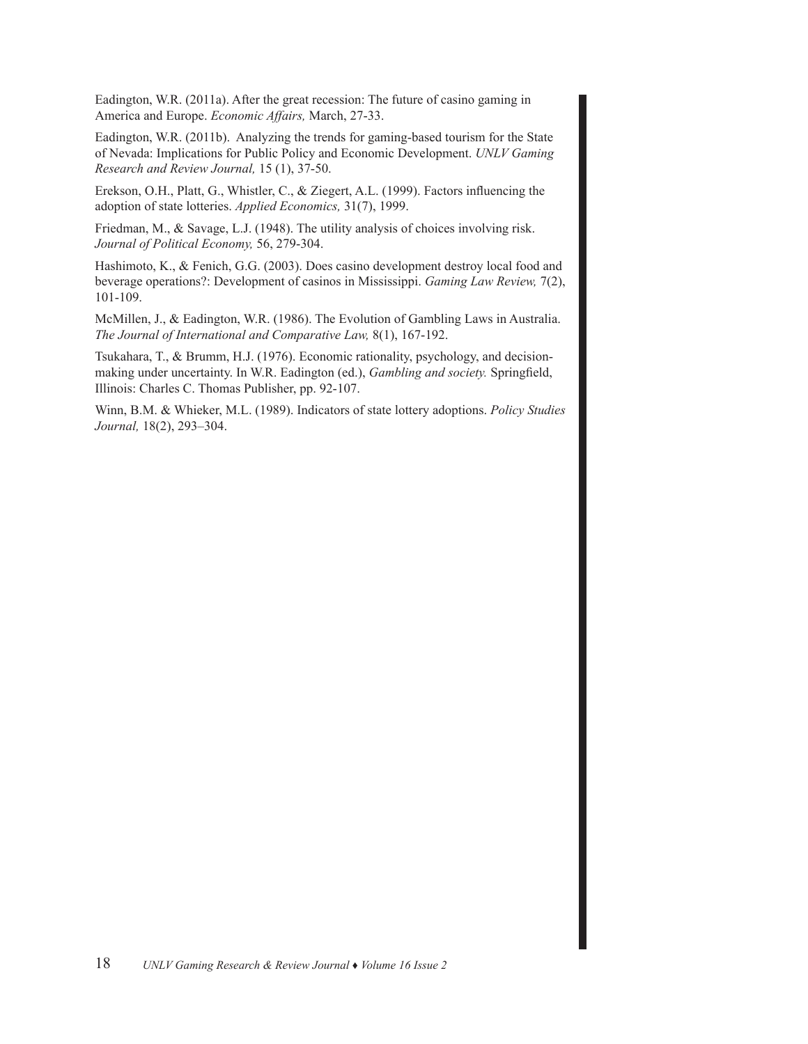Eadington, W.R. (2011a). After the great recession: The future of casino gaming in America and Europe. *Economic Affairs,* March, 27-33.

Eadington, W.R. (2011b). Analyzing the trends for gaming-based tourism for the State of Nevada: Implications for Public Policy and Economic Development. *UNLV Gaming Research and Review Journal,* 15 (1), 37-50.

Erekson, O.H., Platt, G., Whistler, C., & Ziegert, A.L. (1999). Factors influencing the adoption of state lotteries. *Applied Economics,* 31(7), 1999.

Friedman, M., & Savage, L.J. (1948). The utility analysis of choices involving risk. *Journal of Political Economy,* 56, 279-304.

Hashimoto, K., & Fenich, G.G. (2003). Does casino development destroy local food and beverage operations?: Development of casinos in Mississippi. *Gaming Law Review,* 7(2), 101-109.

McMillen, J., & Eadington, W.R. (1986). The Evolution of Gambling Laws in Australia. *The Journal of International and Comparative Law,* 8(1), 167-192.

Tsukahara, T., & Brumm, H.J. (1976). Economic rationality, psychology, and decision-making under uncertainty. In W.R. Eadington (ed.), *Gambling and society.* Springfield, Illinois: Charles C. Thomas Publisher, pp. 92-107.

Winn, B.M. & Whieker, M.L. (1989). Indicators of state lottery adoptions. *Policy Studies Journal,* 18(2), 293–304.